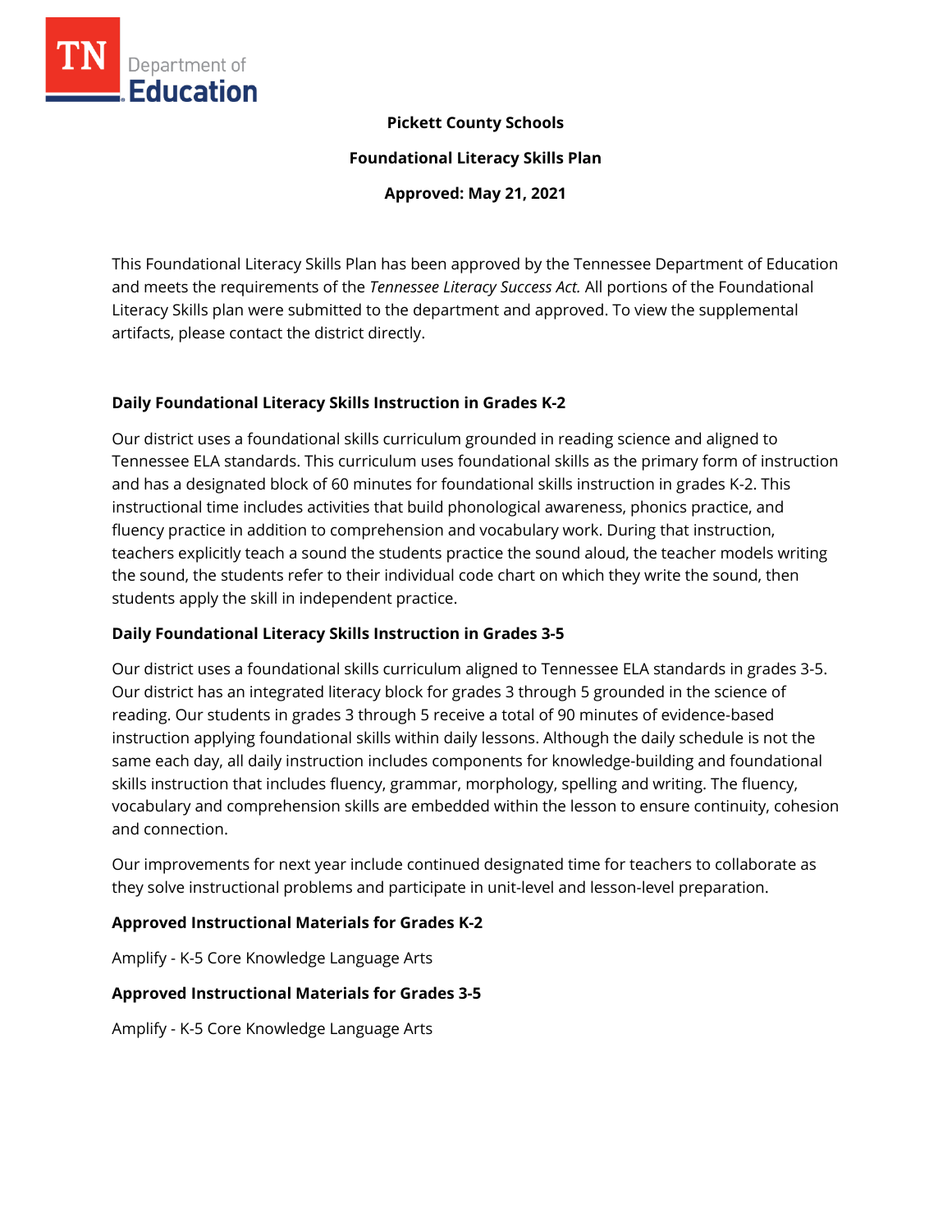TN Department of Education

**Pickett County Schools**

**Foundational Literacy Skills Plan**

**Approved: May 21, 2021**

This Foundational Literacy Skills Plan has been approved by the Tennessee Department of Education and meets the requirements of the *Tennessee Literacy Success Act.* All portions of the Foundational Literacy Skills plan were submitted to the department and approved. To view the supplemental artifacts, please contact the district directly.

### Daily Foundational Literacy Skills Instruction in Grades K-2

Our district uses a foundational skills curriculum grounded in reading science and aligned to Tennessee ELA standards. This curriculum uses foundational skills as the primary form of instruction and has a designated block of 60 minutes for foundational skills instruction in grades K-2. This instructional time includes activities that build phonological awareness, phonics practice, and fluency practice in addition to comprehension and vocabulary work. During that instruction, teachers explicitly teach a sound the students practice the sound aloud, the teacher models writing the sound, the students refer to their individual code chart on which they write the sound, then students apply the skill in independent practice.

### Daily Foundational Literacy Skills Instruction in Grades 3-5

Our district uses a foundational skills curriculum aligned to Tennessee ELA standards in grades 3-5. Our district has an integrated literacy block for grades 3 through 5 grounded in the science of reading. Our students in grades 3 through 5 receive a total of 90 minutes of evidence-based instruction applying foundational skills within daily lessons. Although the daily schedule is not the same each day, all daily instruction includes components for knowledge-building and foundational skills instruction that includes fluency, grammar, morphology, spelling and writing. The fluency, vocabulary and comprehension skills are embedded within the lesson to ensure continuity, cohesion and connection.

Our improvements for next year include continued designated time for teachers to collaborate as they solve instructional problems and participate in unit-level and lesson-level preparation.

### Approved Instructional Materials for Grades K-2

Amplify - K-5 Core Knowledge Language Arts

### Approved Instructional Materials for Grades 3-5

Amplify - K-5 Core Knowledge Language Arts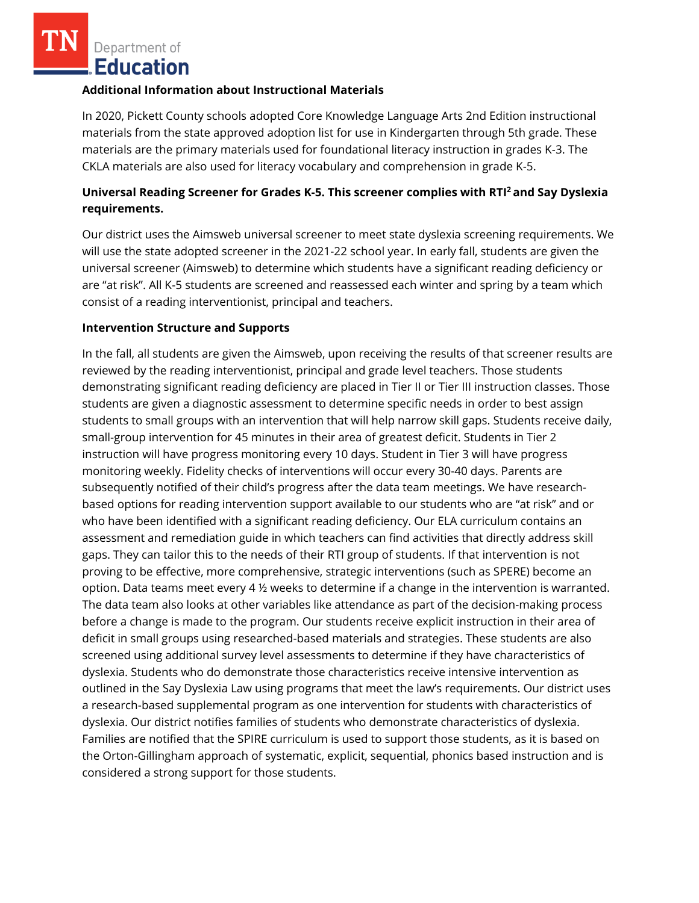**Additional Information about Instructional Materials**

In 2020, Pickett County schools adopted Core Knowledge Language Arts 2nd Edition instructional materials from the state approved adoption list for use in Kindergarten through 5th grade. These materials are the primary materials used for foundational literacy instruction in grades K-3. The CKLA materials are also used for literacy vocabulary and comprehension in grade K-5.

**Universal Reading Screener for Grades K-5. This screener complies with RTI$^2$ and Say Dyslexia requirements.**

Our district uses the Aimsweb universal screener to meet state dyslexia screening requirements. We will use the state adopted screener in the 2021-22 school year. In early fall, students are given the universal screener (Aimsweb) to determine which students have a significant reading deficiency or are "at risk". All K-5 students are screened and reassessed each winter and spring by a team which consist of a reading interventionist, principal and teachers.

**Intervention Structure and Supports**

In the fall, all students are given the Aimsweb, upon receiving the results of that screener results are reviewed by the reading interventionist, principal and grade level teachers. Those students demonstrating significant reading deficiency are placed in Tier II or Tier III instruction classes. Those students are given a diagnostic assessment to determine specific needs in order to best assign students to small groups with an intervention that will help narrow skill gaps. Students receive daily, small-group intervention for 45 minutes in their area of greatest deficit. Students in Tier 2 instruction will have progress monitoring every 10 days. Student in Tier 3 will have progress monitoring weekly. Fidelity checks of interventions will occur every 30-40 days. Parents are subsequently notified of their child's progress after the data team meetings. We have research-based options for reading intervention support available to our students who are "at risk" and or who have been identified with a significant reading deficiency. Our ELA curriculum contains an assessment and remediation guide in which teachers can find activities that directly address skill gaps. They can tailor this to the needs of their RTI group of students. If that intervention is not proving to be effective, more comprehensive, strategic interventions (such as SPERE) become an option. Data teams meet every 4 ½ weeks to determine if a change in the intervention is warranted. The data team also looks at other variables like attendance as part of the decision-making process before a change is made to the program. Our students receive explicit instruction in their area of deficit in small groups using researched-based materials and strategies. These students are also screened using additional survey level assessments to determine if they have characteristics of dyslexia. Students who do demonstrate those characteristics receive intensive intervention as outlined in the Say Dyslexia Law using programs that meet the law's requirements. Our district uses a research-based supplemental program as one intervention for students with characteristics of dyslexia. Our district notifies families of students who demonstrate characteristics of dyslexia. Families are notified that the SPIRE curriculum is used to support those students, as it is based on the Orton-Gillingham approach of systematic, explicit, sequential, phonics based instruction and is considered a strong support for those students.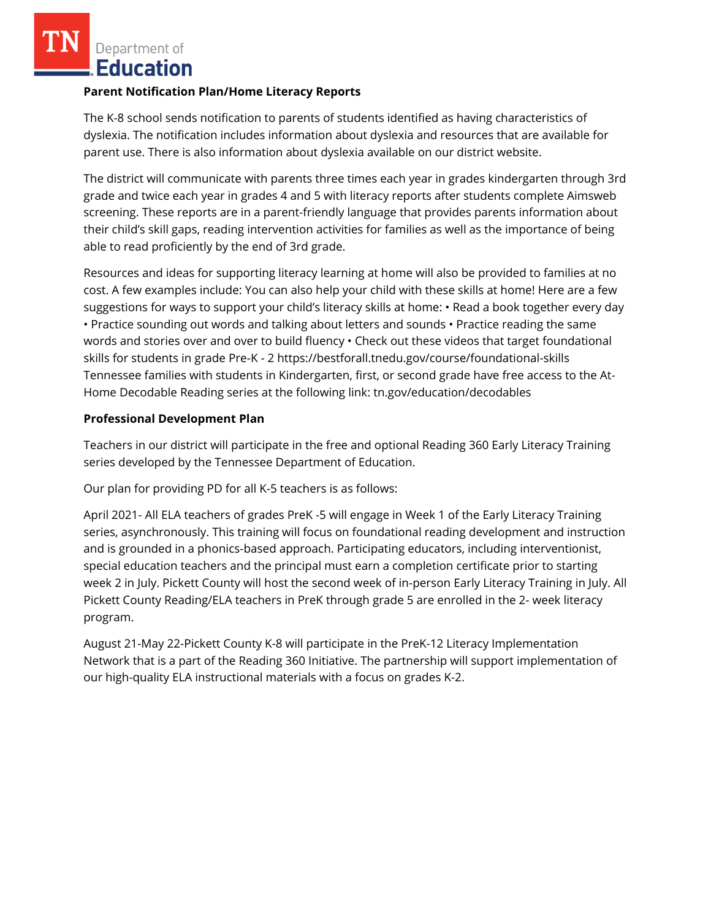**Parent Notification Plan/Home Literacy Reports**

The K-8 school sends notification to parents of students identified as having characteristics of dyslexia. The notification includes information about dyslexia and resources that are available for parent use. There is also information about dyslexia available on our district website.

The district will communicate with parents three times each year in grades kindergarten through 3rd grade and twice each year in grades 4 and 5 with literacy reports after students complete Aimsweb screening. These reports are in a parent-friendly language that provides parents information about their child's skill gaps, reading intervention activities for families as well as the importance of being able to read proficiently by the end of 3rd grade.

Resources and ideas for supporting literacy learning at home will also be provided to families at no cost. A few examples include: You can also help your child with these skills at home! Here are a few suggestions for ways to support your child's literacy skills at home: • Read a book together every day • Practice sounding out words and talking about letters and sounds • Practice reading the same words and stories over and over to build fluency • Check out these videos that target foundational skills for students in grade Pre-K - 2 https://bestforall.tnedu.gov/course/foundational-skills Tennessee families with students in Kindergarten, first, or second grade have free access to the At-Home Decodable Reading series at the following link: tn.gov/education/decodables

**Professional Development Plan**

Teachers in our district will participate in the free and optional Reading 360 Early Literacy Training series developed by the Tennessee Department of Education.

Our plan for providing PD for all K-5 teachers is as follows:

April 2021- All ELA teachers of grades PreK -5 will engage in Week 1 of the Early Literacy Training series, asynchronously. This training will focus on foundational reading development and instruction and is grounded in a phonics-based approach. Participating educators, including interventionist, special education teachers and the principal must earn a completion certificate prior to starting week 2 in July. Pickett County will host the second week of in-person Early Literacy Training in July. All Pickett County Reading/ELA teachers in PreK through grade 5 are enrolled in the 2- week literacy program.

August 21-May 22-Pickett County K-8 will participate in the PreK-12 Literacy Implementation Network that is a part of the Reading 360 Initiative. The partnership will support implementation of our high-quality ELA instructional materials with a focus on grades K-2.